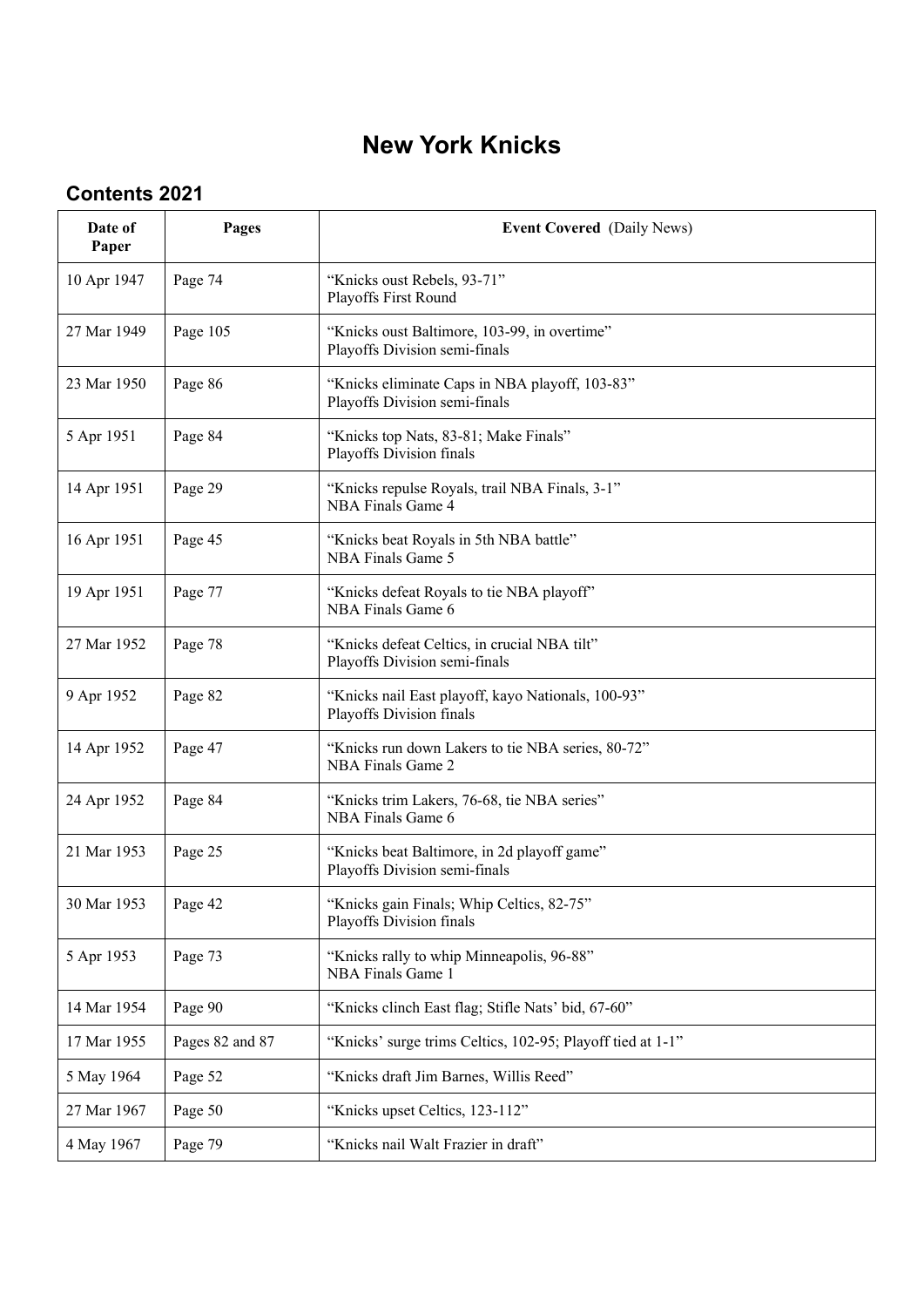# New York Knicks

## Contents 2021

| Date of Paper | Pages | **Event Covered** (Daily News) |
|---|---|---|
| 10 Apr 1947 | Page 74 | "Knicks oust Rebels, 93-71"<br>Playoffs First Round |
| 27 Mar 1949 | Page 105 | "Knicks oust Baltimore, 103-99, in overtime"<br>Playoffs Division semi-finals |
| 23 Mar 1950 | Page 86 | "Knicks eliminate Caps in NBA playoff, 103-83"<br>Playoffs Division semi-finals |
| 5 Apr 1951 | Page 84 | "Knicks top Nats, 83-81; Make Finals"<br>Playoffs Division finals |
| 14 Apr 1951 | Page 29 | "Knicks repulse Royals, trail NBA Finals, 3-1"<br>NBA Finals Game 4 |
| 16 Apr 1951 | Page 45 | "Knicks beat Royals in 5th NBA battle"<br>NBA Finals Game 5 |
| 19 Apr 1951 | Page 77 | "Knicks defeat Royals to tie NBA playoff"<br>NBA Finals Game 6 |
| 27 Mar 1952 | Page 78 | "Knicks defeat Celtics, in crucial NBA tilt"<br>Playoffs Division semi-finals |
| 9 Apr 1952 | Page 82 | "Knicks nail East playoff, kayo Nationals, 100-93"<br>Playoffs Division finals |
| 14 Apr 1952 | Page 47 | "Knicks run down Lakers to tie NBA series, 80-72"<br>NBA Finals Game 2 |
| 24 Apr 1952 | Page 84 | "Knicks trim Lakers, 76-68, tie NBA series"<br>NBA Finals Game 6 |
| 21 Mar 1953 | Page 25 | "Knicks beat Baltimore, in 2d playoff game"<br>Playoffs Division semi-finals |
| 30 Mar 1953 | Page 42 | "Knicks gain Finals; Whip Celtics, 82-75"<br>Playoffs Division finals |
| 5 Apr 1953 | Page 73 | "Knicks rally to whip Minneapolis, 96-88"<br>NBA Finals Game 1 |
| 14 Mar 1954 | Page 90 | "Knicks clinch East flag; Stifle Nats' bid, 67-60" |
| 17 Mar 1955 | Pages 82 and 87 | "Knicks' surge trims Celtics, 102-95; Playoff tied at 1-1" |
| 5 May 1964 | Page 52 | "Knicks draft Jim Barnes, Willis Reed" |
| 27 Mar 1967 | Page 50 | "Knicks upset Celtics, 123-112" |
| 4 May 1967 | Page 79 | "Knicks nail Walt Frazier in draft" |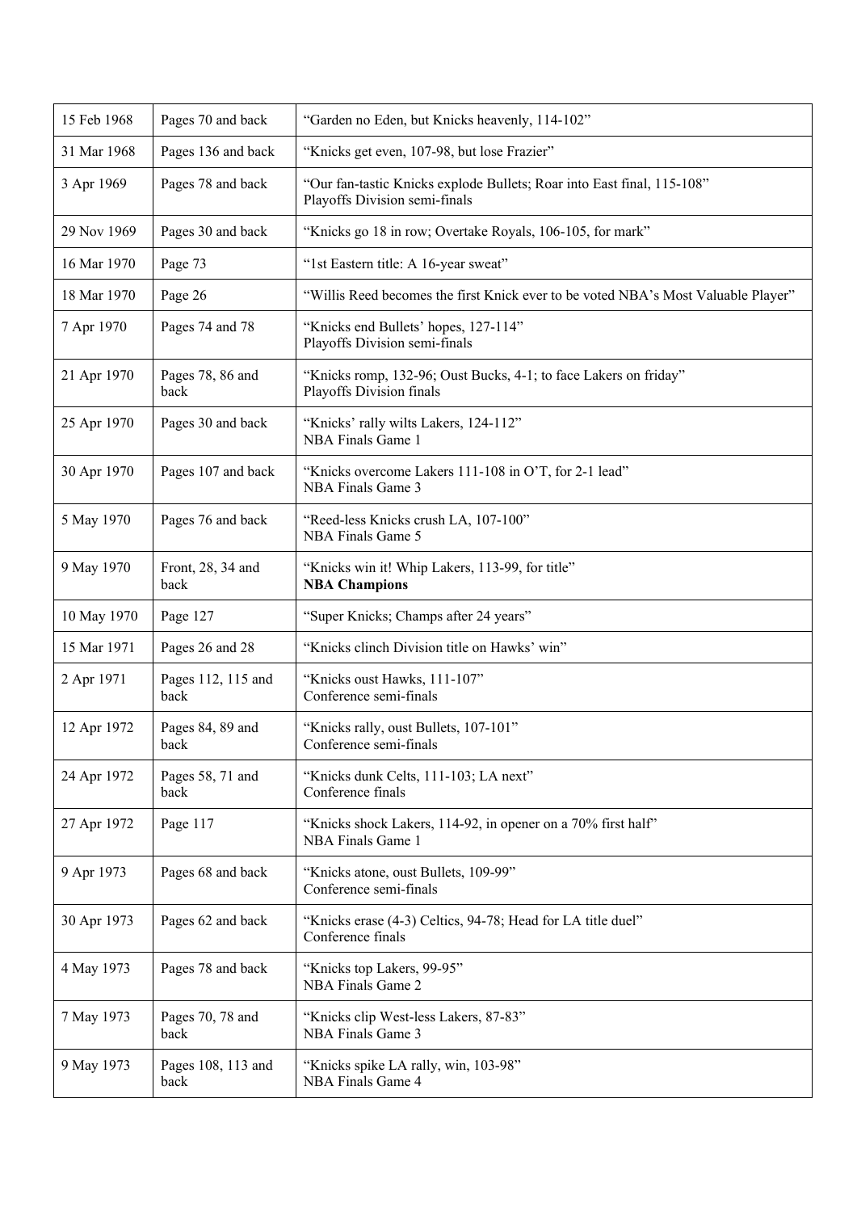| | | |
|---|---|---|
| 15 Feb 1968 | Pages 70 and back | "Garden no Eden, but Knicks heavenly, 114-102" |
| 31 Mar 1968 | Pages 136 and back | "Knicks get even, 107-98, but lose Frazier" |
| 3 Apr 1969 | Pages 78 and back | "Our fan-tastic Knicks explode Bullets; Roar into East final, 115-108"<br>Playoffs Division semi-finals |
| 29 Nov 1969 | Pages 30 and back | "Knicks go 18 in row; Overtake Royals, 106-105, for mark" |
| 16 Mar 1970 | Page 73 | "1st Eastern title: A 16-year sweat" |
| 18 Mar 1970 | Page 26 | "Willis Reed becomes the first Knick ever to be voted NBA's Most Valuable Player" |
| 7 Apr 1970 | Pages 74 and 78 | "Knicks end Bullets' hopes, 127-114"<br>Playoffs Division semi-finals |
| 21 Apr 1970 | Pages 78, 86 and back | "Knicks romp, 132-96; Oust Bucks, 4-1; to face Lakers on friday"<br>Playoffs Division finals |
| 25 Apr 1970 | Pages 30 and back | "Knicks' rally wilts Lakers, 124-112"<br>NBA Finals Game 1 |
| 30 Apr 1970 | Pages 107 and back | "Knicks overcome Lakers 111-108 in O'T, for 2-1 lead"<br>NBA Finals Game 3 |
| 5 May 1970 | Pages 76 and back | "Reed-less Knicks crush LA, 107-100"<br>NBA Finals Game 5 |
| 9 May 1970 | Front, 28, 34 and back | "Knicks win it! Whip Lakers, 113-99, for title"<br>**NBA Champions** |
| 10 May 1970 | Page 127 | "Super Knicks; Champs after 24 years" |
| 15 Mar 1971 | Pages 26 and 28 | "Knicks clinch Division title on Hawks' win" |
| 2 Apr 1971 | Pages 112, 115 and back | "Knicks oust Hawks, 111-107"<br>Conference semi-finals |
| 12 Apr 1972 | Pages 84, 89 and back | "Knicks rally, oust Bullets, 107-101"<br>Conference semi-finals |
| 24 Apr 1972 | Pages 58, 71 and back | "Knicks dunk Celts, 111-103; LA next"<br>Conference finals |
| 27 Apr 1972 | Page 117 | "Knicks shock Lakers, 114-92, in opener on a 70% first half"<br>NBA Finals Game 1 |
| 9 Apr 1973 | Pages 68 and back | "Knicks atone, oust Bullets, 109-99"<br>Conference semi-finals |
| 30 Apr 1973 | Pages 62 and back | "Knicks erase (4-3) Celtics, 94-78; Head for LA title duel"<br>Conference finals |
| 4 May 1973 | Pages 78 and back | "Knicks top Lakers, 99-95"<br>NBA Finals Game 2 |
| 7 May 1973 | Pages 70, 78 and back | "Knicks clip West-less Lakers, 87-83"<br>NBA Finals Game 3 |
| 9 May 1973 | Pages 108, 113 and back | "Knicks spike LA rally, win, 103-98"<br>NBA Finals Game 4 |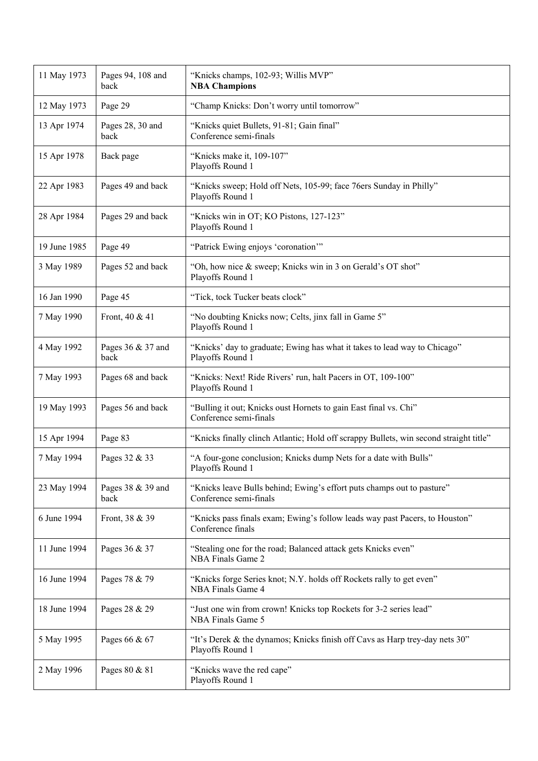| 11 May 1973 | Pages 94, 108 and back | "Knicks champs, 102-93; Willis MVP"<br>**NBA Champions** |
|---|---|---|
| 12 May 1973 | Page 29 | "Champ Knicks: Don't worry until tomorrow" |
| 13 Apr 1974 | Pages 28, 30 and back | "Knicks quiet Bullets, 91-81; Gain final"<br>Conference semi-finals |
| 15 Apr 1978 | Back page | "Knicks make it, 109-107"<br>Playoffs Round 1 |
| 22 Apr 1983 | Pages 49 and back | "Knicks sweep; Hold off Nets, 105-99; face 76ers Sunday in Philly"<br>Playoffs Round 1 |
| 28 Apr 1984 | Pages 29 and back | "Knicks win in OT; KO Pistons, 127-123"<br>Playoffs Round 1 |
| 19 June 1985 | Page 49 | "Patrick Ewing enjoys 'coronation'" |
| 3 May 1989 | Pages 52 and back | "Oh, how nice & sweep; Knicks win in 3 on Gerald's OT shot"<br>Playoffs Round 1 |
| 16 Jan 1990 | Page 45 | "Tick, tock Tucker beats clock" |
| 7 May 1990 | Front, 40 & 41 | "No doubting Knicks now; Celts, jinx fall in Game 5"<br>Playoffs Round 1 |
| 4 May 1992 | Pages 36 & 37 and back | "Knicks' day to graduate; Ewing has what it takes to lead way to Chicago"<br>Playoffs Round 1 |
| 7 May 1993 | Pages 68 and back | "Knicks: Next! Ride Rivers' run, halt Pacers in OT, 109-100"<br>Playoffs Round 1 |
| 19 May 1993 | Pages 56 and back | "Bulling it out; Knicks oust Hornets to gain East final vs. Chi"<br>Conference semi-finals |
| 15 Apr 1994 | Page 83 | "Knicks finally clinch Atlantic; Hold off scrappy Bullets, win second straight title" |
| 7 May 1994 | Pages 32 & 33 | "A four-gone conclusion; Knicks dump Nets for a date with Bulls"<br>Playoffs Round 1 |
| 23 May 1994 | Pages 38 & 39 and back | "Knicks leave Bulls behind; Ewing's effort puts champs out to pasture"<br>Conference semi-finals |
| 6 June 1994 | Front, 38 & 39 | "Knicks pass finals exam; Ewing's follow leads way past Pacers, to Houston"<br>Conference finals |
| 11 June 1994 | Pages 36 & 37 | "Stealing one for the road; Balanced attack gets Knicks even"<br>NBA Finals Game 2 |
| 16 June 1994 | Pages 78 & 79 | "Knicks forge Series knot; N.Y. holds off Rockets rally to get even"<br>NBA Finals Game 4 |
| 18 June 1994 | Pages 28 & 29 | "Just one win from crown! Knicks top Rockets for 3-2 series lead"<br>NBA Finals Game 5 |
| 5 May 1995 | Pages 66 & 67 | "It's Derek & the dynamos; Knicks finish off Cavs as Harp trey-day nets 30"<br>Playoffs Round 1 |
| 2 May 1996 | Pages 80 & 81 | "Knicks wave the red cape"<br>Playoffs Round 1 |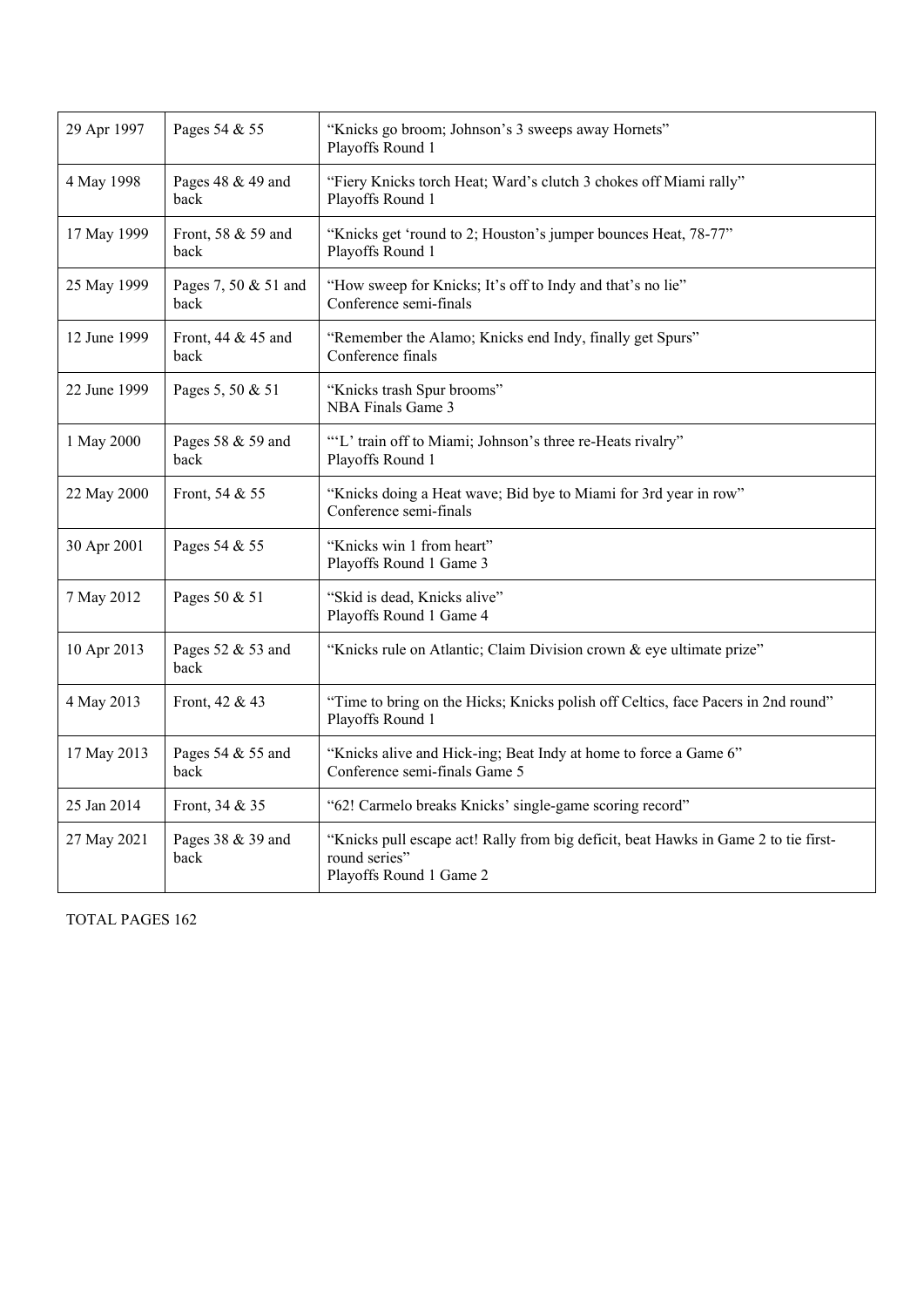| | | |
|---|---|---|
| 29 Apr 1997 | Pages 54 & 55 | "Knicks go broom; Johnson's 3 sweeps away Hornets"<br>Playoffs Round 1 |
| 4 May 1998 | Pages 48 & 49 and back | "Fiery Knicks torch Heat; Ward's clutch 3 chokes off Miami rally"<br>Playoffs Round 1 |
| 17 May 1999 | Front, 58 & 59 and back | "Knicks get 'round to 2; Houston's jumper bounces Heat, 78-77"<br>Playoffs Round 1 |
| 25 May 1999 | Pages 7, 50 & 51 and back | "How sweep for Knicks; It's off to Indy and that's no lie"<br>Conference semi-finals |
| 12 June 1999 | Front, 44 & 45 and back | "Remember the Alamo; Knicks end Indy, finally get Spurs"<br>Conference finals |
| 22 June 1999 | Pages 5, 50 & 51 | "Knicks trash Spur brooms"<br>NBA Finals Game 3 |
| 1 May 2000 | Pages 58 & 59 and back | "'L' train off to Miami; Johnson's three re-Heats rivalry"<br>Playoffs Round 1 |
| 22 May 2000 | Front, 54 & 55 | "Knicks doing a Heat wave; Bid bye to Miami for 3rd year in row"<br>Conference semi-finals |
| 30 Apr 2001 | Pages 54 & 55 | "Knicks win 1 from heart"<br>Playoffs Round 1 Game 3 |
| 7 May 2012 | Pages 50 & 51 | "Skid is dead, Knicks alive"<br>Playoffs Round 1 Game 4 |
| 10 Apr 2013 | Pages 52 & 53 and back | "Knicks rule on Atlantic; Claim Division crown & eye ultimate prize" |
| 4 May 2013 | Front, 42 & 43 | "Time to bring on the Hicks; Knicks polish off Celtics, face Pacers in 2nd round"<br>Playoffs Round 1 |
| 17 May 2013 | Pages 54 & 55 and back | "Knicks alive and Hick-ing; Beat Indy at home to force a Game 6"<br>Conference semi-finals Game 5 |
| 25 Jan 2014 | Front, 34 & 35 | "62! Carmelo breaks Knicks' single-game scoring record" |
| 27 May 2021 | Pages 38 & 39 and back | "Knicks pull escape act! Rally from big deficit, beat Hawks in Game 2 to tie first-round series"<br>Playoffs Round 1 Game 2 |

TOTAL PAGES 162